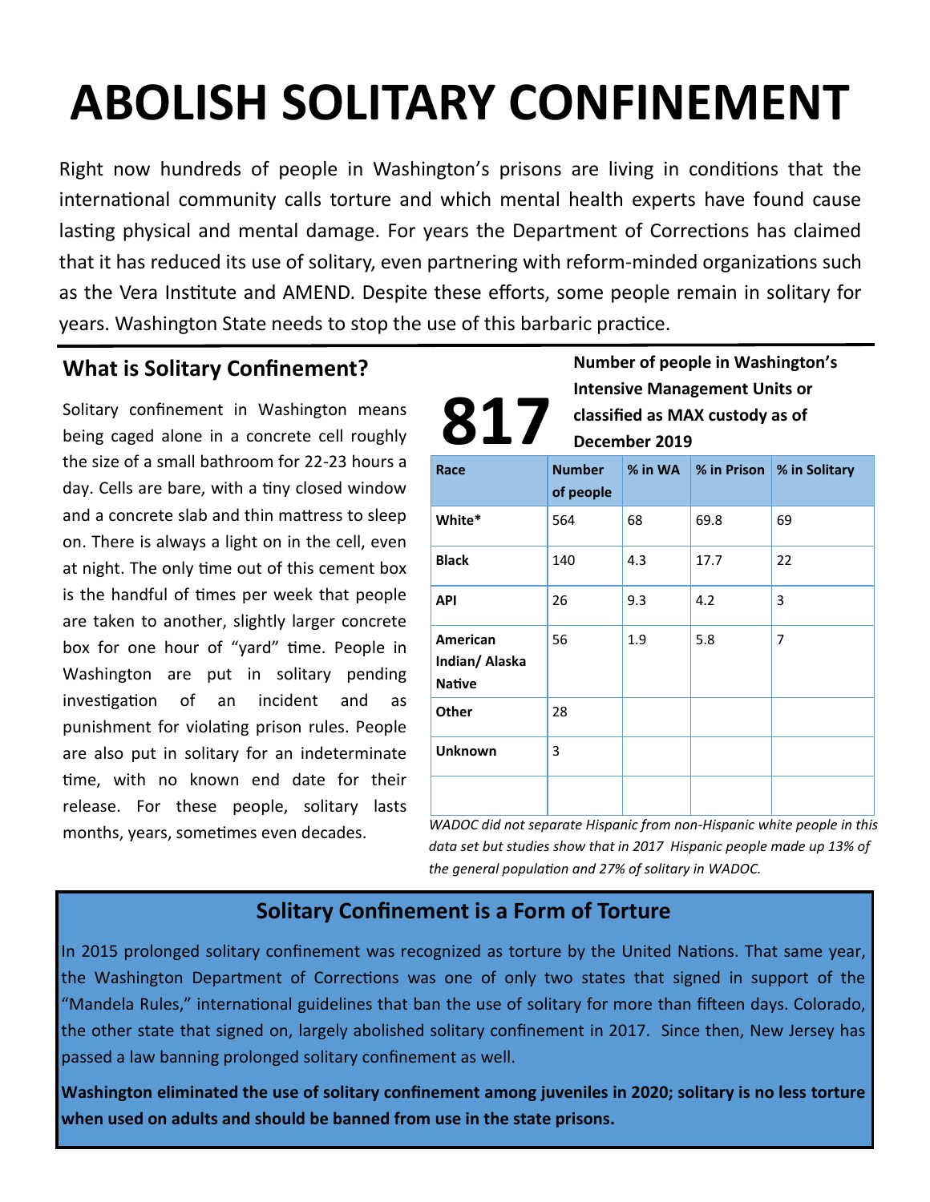# ABOLISH SOLITARY CONFINEMENT

Right now hundreds of people in Washington's prisons are living in conditions that the international community calls torture and which mental health experts have found cause lasting physical and mental damage. For years the Department of Corrections has claimed that it has reduced its use of solitary, even partnering with reform-minded organizations such as the Vera Institute and AMEND. Despite these efforts, some people remain in solitary for years. Washington State needs to stop the use of this barbaric practice.

## What is Solitary Confinement?

Solitary confinement in Washington means being caged alone in a concrete cell roughly the size of a small bathroom for 22-23 hours a day. Cells are bare, with a tiny closed window and a concrete slab and thin mattress to sleep on. There is always a light on in the cell, even at night. The only time out of this cement box is the handful of times per week that people are taken to another, slightly larger concrete box for one hour of "yard" time. People in Washington are put in solitary pending investigation of an incident and as punishment for violating prison rules. People are also put in solitary for an indeterminate time, with no known end date for their release. For these people, solitary lasts months, years, sometimes even decades.

**817** **Number of people in Washington's Intensive Management Units or classified as MAX custody as of December 2019**

| Race | Number of people | % in WA | % in Prison | % in Solitary |
|---|---|---|---|---|
| White* | 564 | 68 | 69.8 | 69 |
| Black | 140 | 4.3 | 17.7 | 22 |
| API | 26 | 9.3 | 4.2 | 3 |
| American Indian/ Alaska Native | 56 | 1.9 | 5.8 | 7 |
| Other | 28 | | | |
| Unknown | 3 | | | |
| | | | | |

*WADOC did not separate Hispanic from non-Hispanic white people in this data set but studies show that in 2017 Hispanic people made up 13% of the general population and 27% of solitary in WADOC.*

## Solitary Confinement is a Form of Torture

In 2015 prolonged solitary confinement was recognized as torture by the United Nations. That same year, the Washington Department of Corrections was one of only two states that signed in support of the "Mandela Rules," international guidelines that ban the use of solitary for more than fifteen days. Colorado, the other state that signed on, largely abolished solitary confinement in 2017. Since then, New Jersey has passed a law banning prolonged solitary confinement as well.

**Washington eliminated the use of solitary confinement among juveniles in 2020; solitary is no less torture when used on adults and should be banned from use in the state prisons.**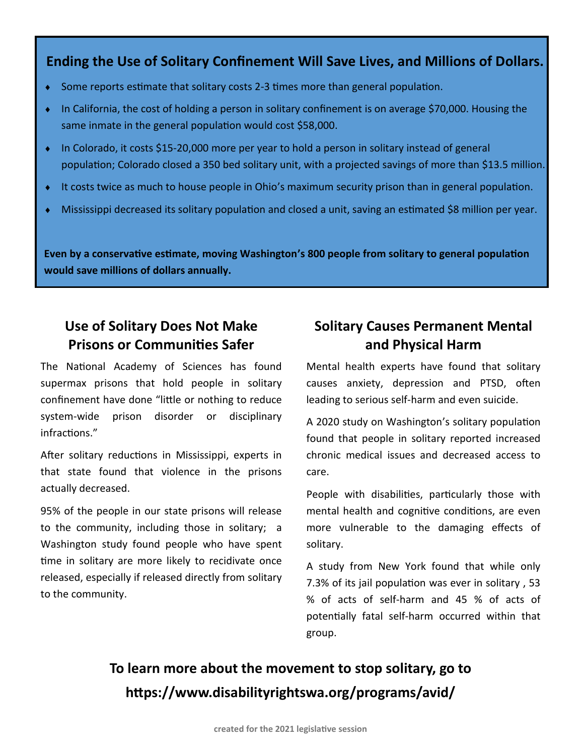## Ending the Use of Solitary Confinement Will Save Lives, and Millions of Dollars.

- Some reports estimate that solitary costs 2-3 times more than general population.
- In California, the cost of holding a person in solitary confinement is on average $70,000. Housing the same inmate in the general population would cost $58,000.
- In Colorado, it costs $15-20,000 more per year to hold a person in solitary instead of general population; Colorado closed a 350 bed solitary unit, with a projected savings of more than $13.5 million.
- It costs twice as much to house people in Ohio's maximum security prison than in general population.
- Mississippi decreased its solitary population and closed a unit, saving an estimated $8 million per year.

**Even by a conservative estimate, moving Washington's 800 people from solitary to general population would save millions of dollars annually.**

## Use of Solitary Does Not Make Prisons or Communities Safer

The National Academy of Sciences has found supermax prisons that hold people in solitary confinement have done "little or nothing to reduce system-wide prison disorder or disciplinary infractions."

After solitary reductions in Mississippi, experts in that state found that violence in the prisons actually decreased.

95% of the people in our state prisons will release to the community, including those in solitary; a Washington study found people who have spent time in solitary are more likely to recidivate once released, especially if released directly from solitary to the community.

## Solitary Causes Permanent Mental and Physical Harm

Mental health experts have found that solitary causes anxiety, depression and PTSD, often leading to serious self-harm and even suicide.

A 2020 study on Washington's solitary population found that people in solitary reported increased chronic medical issues and decreased access to care.

People with disabilities, particularly those with mental health and cognitive conditions, are even more vulnerable to the damaging effects of solitary.

A study from New York found that while only 7.3% of its jail population was ever in solitary , 53 % of acts of self-harm and 45 % of acts of potentially fatal self-harm occurred within that group.

### To learn more about the movement to stop solitary, go to https://www.disabilityrightswa.org/programs/avid/

created for the 2021 legislative session